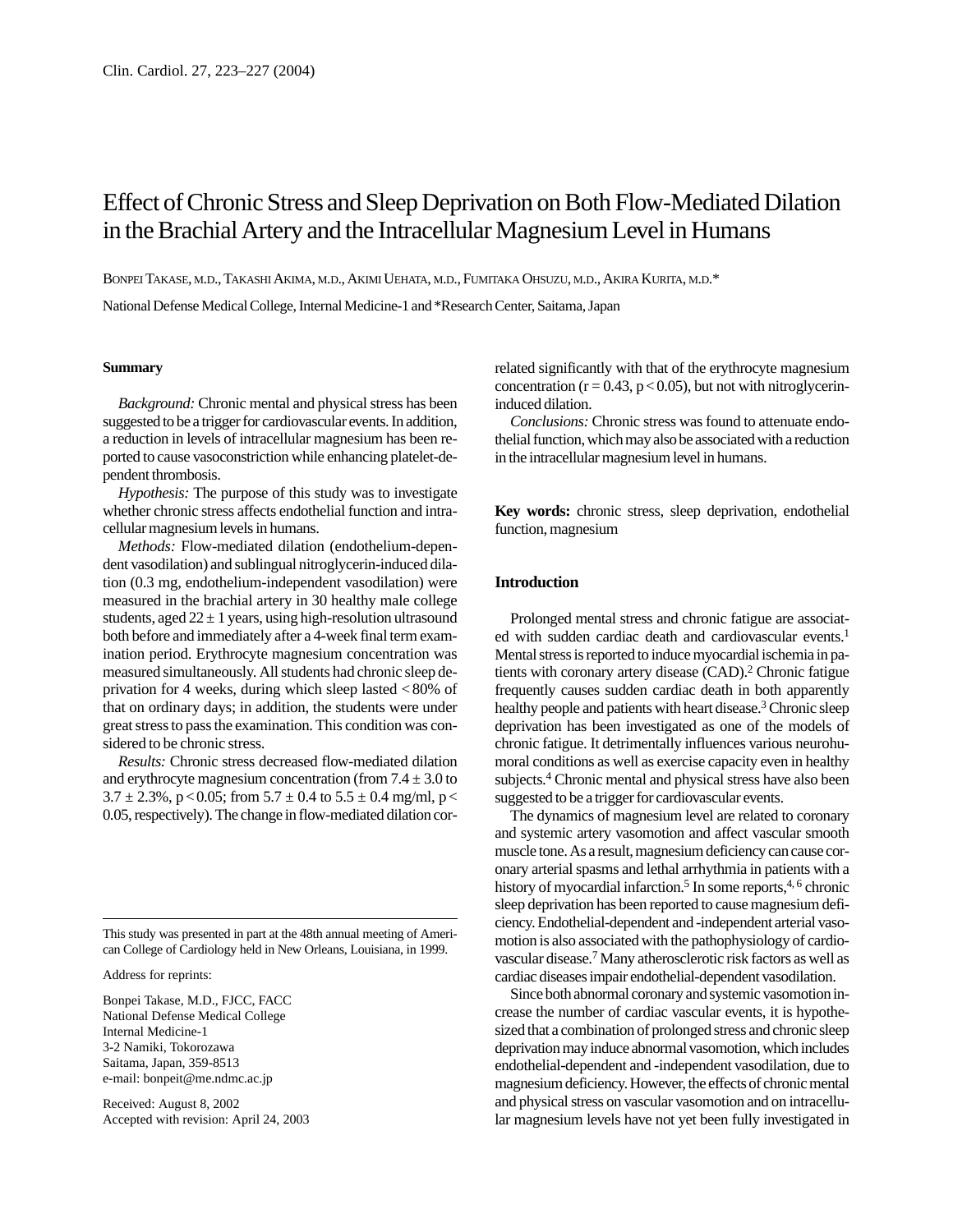# Effect of Chronic Stress and Sleep Deprivation on Both Flow-Mediated Dilation in the Brachial Artery and the Intracellular Magnesium Level in Humans

Bonpei Takase, m.d., Takashi Akima, m.d., Akimi Uehata, m.d., Fumitaka Ohsuzu, m.d., Akira Kurita, m.d.*

National Defense Medical College, Internal Medicine-1 and *Research Center, Saitama, Japan

## Summary

*Background:* Chronic mental and physical stress has been suggested to be a trigger for cardiovascular events. In addition, a reduction in levels of intracellular magnesium has been reported to cause vasoconstriction while enhancing platelet-dependent thrombosis.

*Hypothesis:* The purpose of this study was to investigate whether chronic stress affects endothelial function and intracellular magnesium levels in humans.

*Methods:* Flow-mediated dilation (endothelium-dependent vasodilation) and sublingual nitroglycerin-induced dilation (0.3 mg, endothelium-independent vasodilation) were measured in the brachial artery in 30 healthy male college students, aged $22 \pm 1$ years, using high-resolution ultrasound both before and immediately after a 4-week final term examination period. Erythrocyte magnesium concentration was measured simultaneously. All students had chronic sleep deprivation for 4 weeks, during which sleep lasted $< 80\%$ of that on ordinary days; in addition, the students were under great stress to pass the examination. This condition was considered to be chronic stress.

*Results:* Chronic stress decreased flow-mediated dilation and erythrocyte magnesium concentration (from $7.4 \pm 3.0$ to $3.7 \pm 2.3\%$, $p < 0.05$; from $5.7 \pm 0.4$ to $5.5 \pm 0.4$ mg/ml, $p < 0.05$, respectively). The change in flow-mediated dilation correlated significantly with that of the erythrocyte magnesium concentration ($r = 0.43$, $p < 0.05$), but not with nitroglycerin-induced dilation.

*Conclusions:* Chronic stress was found to attenuate endothelial function, which may also be associated with a reduction in the intracellular magnesium level in humans.

**Key words:** chronic stress, sleep deprivation, endothelial function, magnesium

## Introduction

Prolonged mental stress and chronic fatigue are associated with sudden cardiac death and cardiovascular events.[1] Mental stress is reported to induce myocardial ischemia in patients with coronary artery disease (CAD).[2] Chronic fatigue frequently causes sudden cardiac death in both apparently healthy people and patients with heart disease.[3] Chronic sleep deprivation has been investigated as one of the models of chronic fatigue. It detrimentally influences various neurohumoral conditions as well as exercise capacity even in healthy subjects.[4] Chronic mental and physical stress have also been suggested to be a trigger for cardiovascular events.

The dynamics of magnesium level are related to coronary and systemic artery vasomotion and affect vascular smooth muscle tone. As a result, magnesium deficiency can cause coronary arterial spasms and lethal arrhythmia in patients with a history of myocardial infarction.[5] In some reports,[4, 6] chronic sleep deprivation has been reported to cause magnesium deficiency. Endothelial-dependent and -independent arterial vasomotion is also associated with the pathophysiology of cardiovascular disease.[7] Many atherosclerotic risk factors as well as cardiac diseases impair endothelial-dependent vasodilation.

Since both abnormal coronary and systemic vasomotion increase the number of cardiac vascular events, it is hypothesized that a combination of prolonged stress and chronic sleep deprivation may induce abnormal vasomotion, which includes endothelial-dependent and -independent vasodilation, due to magnesium deficiency. However, the effects of chronic mental and physical stress on vascular vasomotion and on intracellular magnesium levels have not yet been fully investigated in

---

This study was presented in part at the 48th annual meeting of American College of Cardiology held in New Orleans, Louisiana, in 1999.

Address for reprints:

Bonpei Takase, M.D., FJCC, FACC
National Defense Medical College
Internal Medicine-1
3-2 Namiki, Tokorozawa
Saitama, Japan, 359-8513
e-mail: bonpeit@me.ndmc.ac.jp

Received: August 8, 2002
Accepted with revision: April 24, 2003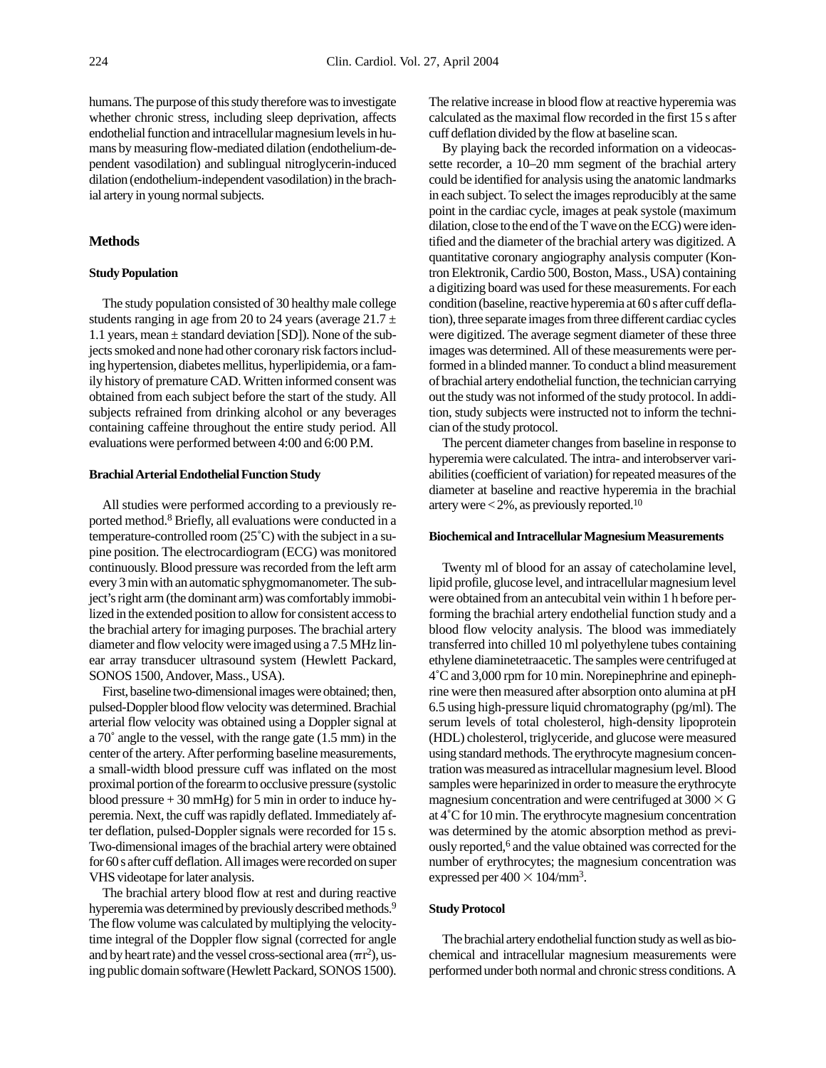humans. The purpose of this study therefore was to investigate whether chronic stress, including sleep deprivation, affects endothelial function and intracellular magnesium levels in humans by measuring flow-mediated dilation (endothelium-dependent vasodilation) and sublingual nitroglycerin-induced dilation (endothelium-independent vasodilation) in the brachial artery in young normal subjects.

## Methods

### Study Population

The study population consisted of 30 healthy male college students ranging in age from 20 to 24 years (average 21.7 ± 1.1 years, mean ± standard deviation [SD]). None of the subjects smoked and none had other coronary risk factors including hypertension, diabetes mellitus, hyperlipidemia, or a family history of premature CAD. Written informed consent was obtained from each subject before the start of the study. All subjects refrained from drinking alcohol or any beverages containing caffeine throughout the entire study period. All evaluations were performed between 4:00 and 6:00 P.M.

### Brachial Arterial Endothelial Function Study

All studies were performed according to a previously reported method.[8] Briefly, all evaluations were conducted in a temperature-controlled room (25˚C) with the subject in a supine position. The electrocardiogram (ECG) was monitored continuously. Blood pressure was recorded from the left arm every 3 min with an automatic sphygmomanometer. The subject's right arm (the dominant arm) was comfortably immobilized in the extended position to allow for consistent access to the brachial artery for imaging purposes. The brachial artery diameter and flow velocity were imaged using a 7.5 MHz linear array transducer ultrasound system (Hewlett Packard, SONOS 1500, Andover, Mass., USA).

First, baseline two-dimensional images were obtained; then, pulsed-Doppler blood flow velocity was determined. Brachial arterial flow velocity was obtained using a Doppler signal at a 70˚ angle to the vessel, with the range gate (1.5 mm) in the center of the artery. After performing baseline measurements, a small-width blood pressure cuff was inflated on the most proximal portion of the forearm to occlusive pressure (systolic blood pressure + 30 mmHg) for 5 min in order to induce hyperemia. Next, the cuff was rapidly deflated. Immediately after deflation, pulsed-Doppler signals were recorded for 15 s. Two-dimensional images of the brachial artery were obtained for 60 s after cuff deflation. All images were recorded on super VHS videotape for later analysis.

The brachial artery blood flow at rest and during reactive hyperemia was determined by previously described methods.[9] The flow volume was calculated by multiplying the velocity-time integral of the Doppler flow signal (corrected for angle and by heart rate) and the vessel cross-sectional area ($\pi r^2$), using public domain software (Hewlett Packard, SONOS 1500). The relative increase in blood flow at reactive hyperemia was calculated as the maximal flow recorded in the first 15 s after cuff deflation divided by the flow at baseline scan.

By playing back the recorded information on a videocassette recorder, a 10–20 mm segment of the brachial artery could be identified for analysis using the anatomic landmarks in each subject. To select the images reproducibly at the same point in the cardiac cycle, images at peak systole (maximum dilation, close to the end of the T wave on the ECG) were identified and the diameter of the brachial artery was digitized. A quantitative coronary angiography analysis computer (Kontron Elektronik, Cardio 500, Boston, Mass., USA) containing a digitizing board was used for these measurements. For each condition (baseline, reactive hyperemia at 60 s after cuff deflation), three separate images from three different cardiac cycles were digitized. The average segment diameter of these three images was determined. All of these measurements were performed in a blinded manner. To conduct a blind measurement of brachial artery endothelial function, the technician carrying out the study was not informed of the study protocol. In addition, study subjects were instructed not to inform the technician of the study protocol.

The percent diameter changes from baseline in response to hyperemia were calculated. The intra- and interobserver variabilities (coefficient of variation) for repeated measures of the diameter at baseline and reactive hyperemia in the brachial artery were < 2%, as previously reported.[10]

### Biochemical and Intracellular Magnesium Measurements

Twenty ml of blood for an assay of catecholamine level, lipid profile, glucose level, and intracellular magnesium level were obtained from an antecubital vein within 1 h before performing the brachial artery endothelial function study and a blood flow velocity analysis. The blood was immediately transferred into chilled 10 ml polyethylene tubes containing ethylene diaminetetraacetic. The samples were centrifuged at 4˚C and 3,000 rpm for 10 min. Norepinephrine and epinephrine were then measured after absorption onto alumina at pH 6.5 using high-pressure liquid chromatography (pg/ml). The serum levels of total cholesterol, high-density lipoprotein (HDL) cholesterol, triglyceride, and glucose were measured using standard methods. The erythrocyte magnesium concentration was measured as intracellular magnesium level. Blood samples were heparinized in order to measure the erythrocyte magnesium concentration and were centrifuged at $3000 \times G$ at 4˚C for 10 min. The erythrocyte magnesium concentration was determined by the atomic absorption method as previously reported,[6] and the value obtained was corrected for the number of erythrocytes; the magnesium concentration was expressed per $400 \times 104/\text{mm}^3$.

### Study Protocol

The brachial artery endothelial function study as well as biochemical and intracellular magnesium measurements were performed under both normal and chronic stress conditions. A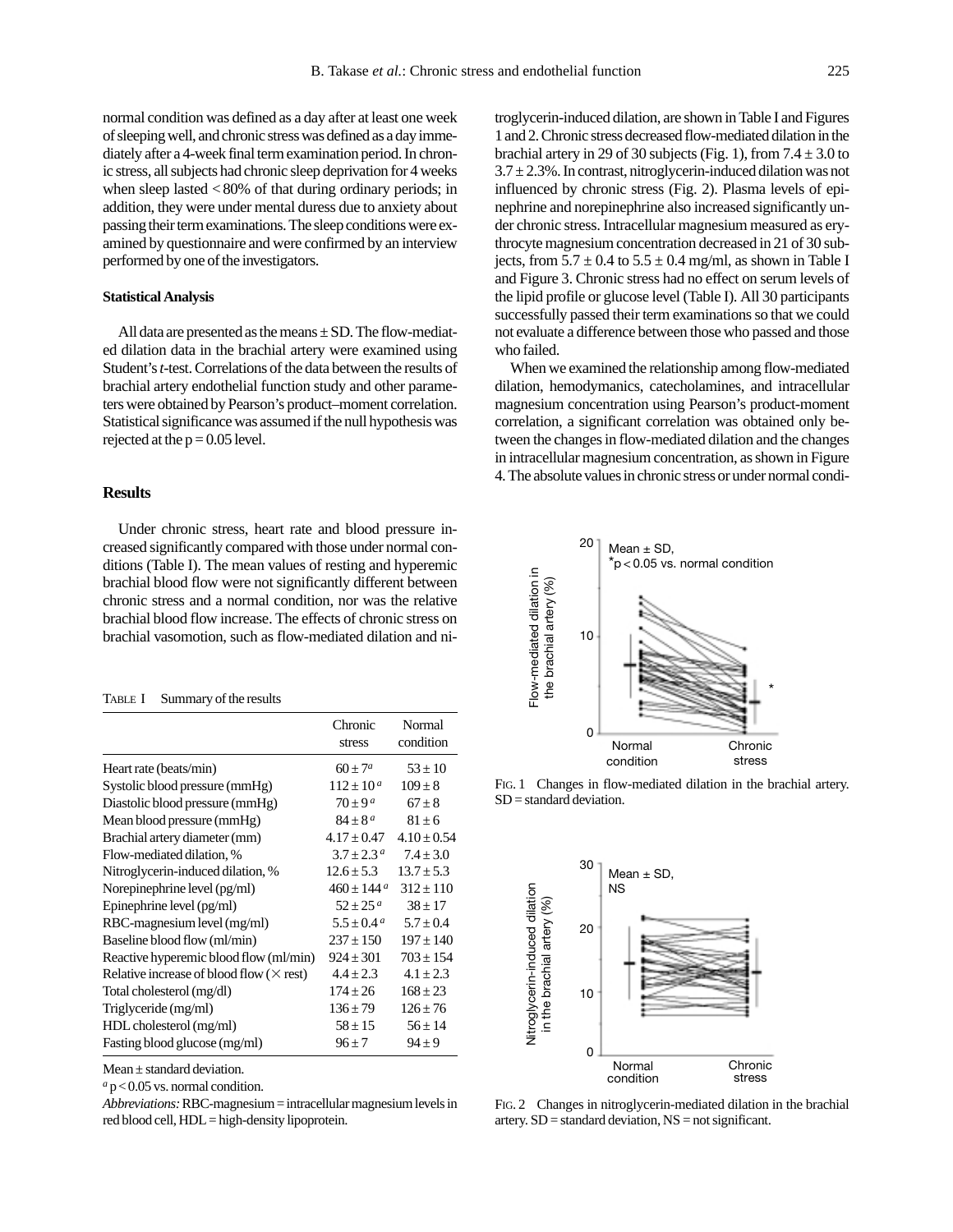normal condition was defined as a day after at least one week of sleeping well, and chronic stress was defined as a day immediately after a 4-week final term examination period. In chronic stress, all subjects had chronic sleep deprivation for 4 weeks when sleep lasted < 80% of that during ordinary periods; in addition, they were under mental duress due to anxiety about passing their term examinations. The sleep conditions were examined by questionnaire and were confirmed by an interview performed by one of the investigators.

### Statistical Analysis

All data are presented as the means ± SD. The flow-mediated dilation data in the brachial artery were examined using Student's *t*-test. Correlations of the data between the results of brachial artery endothelial function study and other parameters were obtained by Pearson's product–moment correlation. Statistical significance was assumed if the null hypothesis was rejected at the $p = 0.05$ level.

## Results

Under chronic stress, heart rate and blood pressure increased significantly compared with those under normal conditions (Table I). The mean values of resting and hyperemic brachial blood flow were not significantly different between chronic stress and a normal condition, nor was the relative brachial blood flow increase. The effects of chronic stress on brachial vasomotion, such as flow-mediated dilation and nitroglycerin-induced dilation, are shown in Table I and Figures 1 and 2. Chronic stress decreased flow-mediated dilation in the brachial artery in 29 of 30 subjects (Fig. 1), from 7.4 ± 3.0 to 3.7 ± 2.3%. In contrast, nitroglycerin-induced dilation was not influenced by chronic stress (Fig. 2). Plasma levels of epinephrine and norepinephrine also increased significantly under chronic stress. Intracellular magnesium measured as erythrocyte magnesium concentration decreased in 21 of 30 subjects, from 5.7 ± 0.4 to 5.5 ± 0.4 mg/ml, as shown in Table I and Figure 3. Chronic stress had no effect on serum levels of the lipid profile or glucose level (Table I). All 30 participants successfully passed their term examinations so that we could not evaluate a difference between those who passed and those who failed.

When we examined the relationship among flow-mediated dilation, hemodynamics, catecholamines, and intracellular magnesium concentration using Pearson's product-moment correlation, a significant correlation was obtained only between the changes in flow-mediated dilation and the changes in intracellular magnesium concentration, as shown in Figure 4. The absolute values in chronic stress or under normal condi-

TABLE I Summary of the results

| | Chronic stress | Normal condition |
|---|---|---|
| Heart rate (beats/min) | 60 ± 7[a] | 53 ± 10 |
| Systolic blood pressure (mmHg) | 112 ± 10[a] | 109 ± 8 |
| Diastolic blood pressure (mmHg) | 70 ± 9[a] | 67 ± 8 |
| Mean blood pressure (mmHg) | 84 ± 8[a] | 81 ± 6 |
| Brachial artery diameter (mm) | 4.17 ± 0.47 | 4.10 ± 0.54 |
| Flow-mediated dilation, % | 3.7 ± 2.3[a] | 7.4 ± 3.0 |
| Nitroglycerin-induced dilation, % | 12.6 ± 5.3 | 13.7 ± 5.3 |
| Norepinephrine level (pg/ml) | 460 ± 144[a] | 312 ± 110 |
| Epinephrine level (pg/ml) | 52 ± 25[a] | 38 ± 17 |
| RBC-magnesium level (mg/ml) | 5.5 ± 0.4[a] | 5.7 ± 0.4 |
| Baseline blood flow (ml/min) | 237 ± 150 | 197 ± 140 |
| Reactive hyperemic blood flow (ml/min) | 924 ± 301 | 703 ± 154 |
| Relative increase of blood flow (× rest) | 4.4 ± 2.3 | 4.1 ± 2.3 |
| Total cholesterol (mg/dl) | 174 ± 26 | 168 ± 23 |
| Triglyceride (mg/ml) | 136 ± 79 | 126 ± 76 |
| HDL cholesterol (mg/ml) | 58 ± 15 | 56 ± 14 |
| Fasting blood glucose (mg/ml) | 96 ± 7 | 94 ± 9 |

Mean ± standard deviation.

[a] $p < 0.05$ vs. normal condition.

*Abbreviations:* RBC-magnesium = intracellular magnesium levels in red blood cell, HDL = high-density lipoprotein.

FIG. 1 Changes in flow-mediated dilation in the brachial artery. SD = standard deviation.

FIG. 2 Changes in nitroglycerin-mediated dilation in the brachial artery. SD = standard deviation, NS = not significant.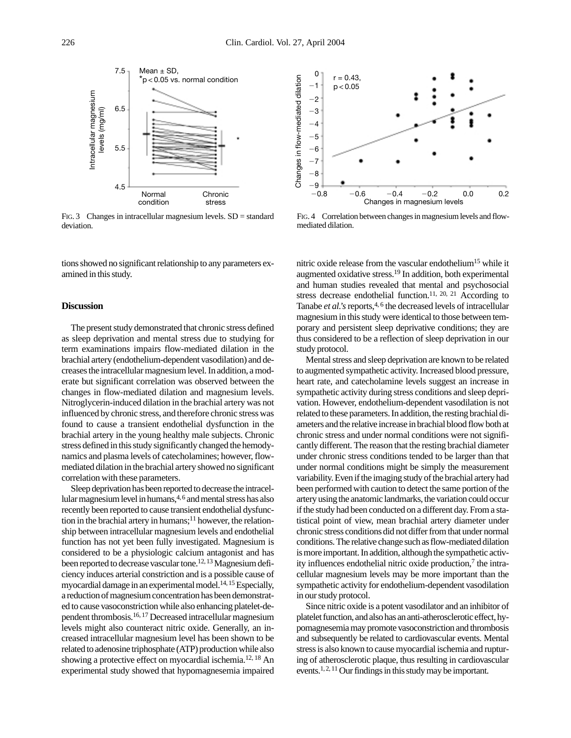FIG. 3 Changes in intracellular magnesium levels. SD = standard deviation.

FIG. 4 Correlation between changes in magnesium levels and flow-mediated dilation.

tions showed no significant relationship to any parameters examined in this study.

## Discussion

The present study demonstrated that chronic stress defined as sleep deprivation and mental stress due to studying for term examinations impairs flow-mediated dilation in the brachial artery (endothelium-dependent vasodilation) and decreases the intracellular magnesium level. In addition, a moderate but significant correlation was observed between the changes in flow-mediated dilation and magnesium levels. Nitroglycerin-induced dilation in the brachial artery was not influenced by chronic stress, and therefore chronic stress was found to cause a transient endothelial dysfunction in the brachial artery in the young healthy male subjects. Chronic stress defined in this study significantly changed the hemodynamics and plasma levels of catecholamines; however, flow-mediated dilation in the brachial artery showed no significant correlation with these parameters.

Sleep deprivation has been reported to decrease the intracellular magnesium level in humans,[4, 6] and mental stress has also recently been reported to cause transient endothelial dysfunction in the brachial artery in humans;[11] however, the relationship between intracellular magnesium levels and endothelial function has not yet been fully investigated. Magnesium is considered to be a physiologic calcium antagonist and has been reported to decrease vascular tone.[12, 13] Magnesium deficiency induces arterial constriction and is a possible cause of myocardial damage in an experimental model.[14, 15] Especially, a reduction of magnesium concentration has been demonstrated to cause vasoconstriction while also enhancing platelet-dependent thrombosis.[16, 17] Decreased intracellular magnesium levels might also counteract nitric oxide. Generally, an increased intracellular magnesium level has been shown to be related to adenosine triphosphate (ATP) production while also showing a protective effect on myocardial ischemia.[12, 18] An experimental study showed that hypomagnesemia impaired nitric oxide release from the vascular endothelium[15] while it augmented oxidative stress.[19] In addition, both experimental and human studies revealed that mental and psychosocial stress decrease endothelial function.[11, 20, 21] According to Tanabe *et al.'s* reports,[4, 6] the decreased levels of intracellular magnesium in this study were identical to those between temporary and persistent sleep deprivative conditions; they are thus considered to be a reflection of sleep deprivation in our study protocol.

Mental stress and sleep deprivation are known to be related to augmented sympathetic activity. Increased blood pressure, heart rate, and catecholamine levels suggest an increase in sympathetic activity during stress conditions and sleep deprivation. However, endothelium-dependent vasodilation is not related to these parameters. In addition, the resting brachial diameters and the relative increase in brachial blood flow both at chronic stress and under normal conditions were not significantly different. The reason that the resting brachial diameter under chronic stress conditions tended to be larger than that under normal conditions might be simply the measurement variability. Even if the imaging study of the brachial artery had been performed with caution to detect the same portion of the artery using the anatomic landmarks, the variation could occur if the study had been conducted on a different day. From a statistical point of view, mean brachial artery diameter under chronic stress conditions did not differ from that under normal conditions. The relative change such as flow-mediated dilation is more important. In addition, although the sympathetic activity influences endothelial nitric oxide production,[7] the intracellular magnesium levels may be more important than the sympathetic activity for endothelium-dependent vasodilation in our study protocol.

Since nitric oxide is a potent vasodilator and an inhibitor of platelet function, and also has an anti-atherosclerotic effect, hypomagnesemia may promote vasoconstriction and thrombosis and subsequently be related to cardiovascular events. Mental stress is also known to cause myocardial ischemia and rupturing of atherosclerotic plaque, thus resulting in cardiovascular events.[1, 2, 11] Our findings in this study may be important.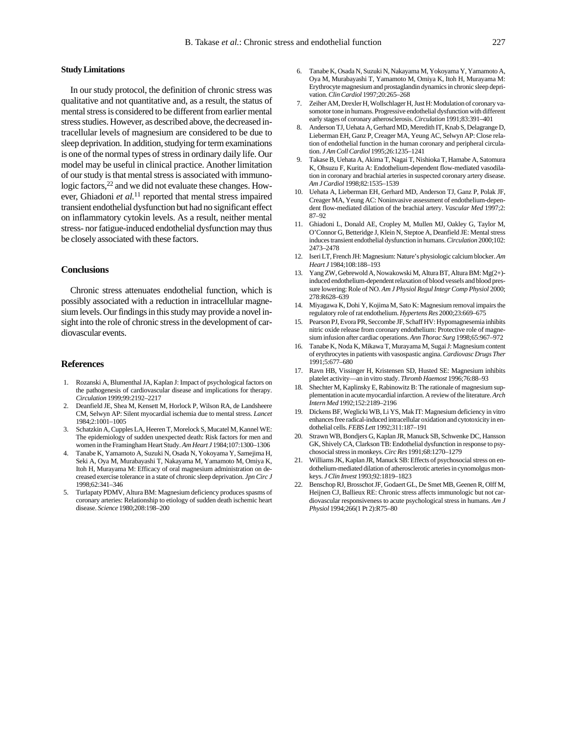### Study Limitations

In our study protocol, the definition of chronic stress was qualitative and not quantitative and, as a result, the status of mental stress is considered to be different from earlier mental stress studies. However, as described above, the decreased intracellular levels of magnesium are considered to be due to sleep deprivation. In addition, studying for term examinations is one of the normal types of stress in ordinary daily life. Our model may be useful in clinical practice. Another limitation of our study is that mental stress is associated with immunologic factors,[22] and we did not evaluate these changes. However, Ghiadoni *et al.*[11] reported that mental stress impaired transient endothelial dysfunction but had no significant effect on inflammatory cytokin levels. As a result, neither mental stress- nor fatigue-induced endothelial dysfunction may thus be closely associated with these factors.

## Conclusions

Chronic stress attenuates endothelial function, which is possibly associated with a reduction in intracellular magnesium levels. Our findings in this study may provide a novel insight into the role of chronic stress in the development of cardiovascular events.

## References

1. Rozanski A, Blumenthal JA, Kaplan J: Impact of psychological factors on the pathogenesis of cardiovascular disease and implications for therapy. *Circulation* 1999;99:2192–2217
2. Deanfield JE, Shea M, Kensett M, Horlock P, Wilson RA, de Landsheere CM, Selwyn AP: Silent myocardial ischemia due to mental stress. *Lancet* 1984;2:1001–1005
3. Schatzkin A, Cupples LA, Heeren T, Morelock S, Mucatel M, Kannel WE: The epidemiology of sudden unexpected death: Risk factors for men and women in the Framingham Heart Study. *Am Heart J* 1984;107:1300–1306
4. Tanabe K, Yamamoto A, Suzuki N, Osada N, Yokoyama Y, Samejima H, Seki A, Oya M, Murabayashi T, Nakayama M, Yamamoto M, Omiya K, Itoh H, Murayama M: Efficacy of oral magnesium administration on decreased exercise tolerance in a state of chronic sleep deprivation. *Jpn Circ J* 1998;62:341–346
5. Turlapaty PDMV, Altura BM: Magnesium deficiency produces spasms of coronary arteries: Relationship to etiology of sudden death ischemic heart disease. *Science* 1980;208:198–200
6. Tanabe K, Osada N, Suzuki N, Nakayama M, Yokoyama Y, Yamamoto A, Oya M, Murabayashi T, Yamamoto M, Omiya K, Itoh H, Murayama M: Erythrocyte magnesium and prostaglandin dynamics in chronic sleep deprivation. *Clin Cardiol* 1997;20:265–268
7. Zeiher AM, Drexler H, Wollschlager H, Just H: Modulation of coronary vasomotor tone in humans. Progressive endothelial dysfunction with different early stages of coronary atherosclerosis. *Circulation* 1991;83:391–401
8. Anderson TJ, Uehata A, Gerhard MD, Meredith IT, Knab S, Delagrange D, Lieberman EH, Ganz P, Creager MA, Yeung AC, Selwyn AP: Close relation of endothelial function in the human coronary and peripheral circulation. *J Am Coll Cardiol* 1995;26:1235–1241
9. Takase B, Uehata A, Akima T, Nagai T, Nishioka T, Hamabe A, Satomura K, Ohsuzu F, Kurita A: Endothelium-dependent flow-mediated vasodilation in coronary and brachial arteries in suspected coronary artery disease. *Am J Cardiol* 1998;82:1535–1539
10. Uehata A, Lieberman EH, Gerhard MD, Anderson TJ, Ganz P, Polak JF, Creager MA, Yeung AC: Noninvasive assessment of endothelium-dependent flow-mediated dilation of the brachial artery. *Vascular Med* 1997;2: 87–92
11. Ghiadoni L, Donald AE, Cropley M, Mullen MJ, Oakley G, Taylor M, O'Connor G, Betteridge J, Klein N, Steptoe A, Deanfield JE: Mental stress induces transient endothelial dysfunction in humans. *Circulation* 2000;102: 2473–2478
12. Iseri LT, French JH: Magnesium: Nature's physiologic calcium blocker. *Am Heart J* 1984;108:188–193
13. Yang ZW, Gebrewold A, Nowakowski M, Altura BT, Altura BM: $Mg(2+)$-induced endothelium-dependent relaxation of blood vessels and blood pressure lowering: Role of NO. *Am J Physiol Regul Integr Comp Physiol* 2000; 278:R628–639
14. Miyagawa K, Dohi Y, Kojima M, Sato K: Magnesium removal impairs the regulatory role of rat endothelium. *Hypertens Res* 2000;23:669–675
15. Pearson PJ, Evora PR, Seccombe JF, Schaff HV: Hypomagnesemia inhibits nitric oxide release from coronary endothelium: Protective role of magnesium infusion after cardiac operations. *Ann Thorac Surg* 1998;65:967–972
16. Tanabe K, Noda K, Mikawa T, Murayama M, Sugai J: Magnesium content of erythrocytes in patients with vasospastic angina. *Cardiovasc Drugs Ther* 1991;5:677–680
17. Ravn HB, Vissinger H, Kristensen SD, Husted SE: Magnesium inhibits platelet activity—an in vitro study. *Thromb Haemost* 1996;76:88–93
18. Shechter M, Kaplinsky E, Rabinowitz B: The rationale of magnesium supplementation in acute myocardial infarction. A review of the literature. *Arch Intern Med* 1992;152:2189–2196
19. Dickens BF, Weglicki WB, Li YS, Mak IT: Magnesium deficiency in vitro enhances free radical-induced intracellular oxidation and cytotoxicity in endothelial cells. *FEBS Lett* 1992;311:187–191
20. Strawn WB, Bondjers G, Kaplan JR, Manuck SB, Schwenke DC, Hansson GK, Shively CA, Clarkson TB: Endothelial dysfunction in response to psychosocial stress in monkeys. *Circ Res* 1991;68:1270–1279
21. Williams JK, Kaplan JR, Manuck SB: Effects of psychosocial stress on endothelium-mediated dilation of atherosclerotic arteries in cynomolgus monkeys. *J Clin Invest* 1993;92:1819–1823
22. Benschop RJ, Brosschot JF, Godaert GL, De Smet MB, Geenen R, Olff M, Heijnen CJ, Ballieux RE: Chronic stress affects immunologic but not cardiovascular responsiveness to acute psychological stress in humans. *Am J Physiol* 1994;266(1 Pt 2):R75–80